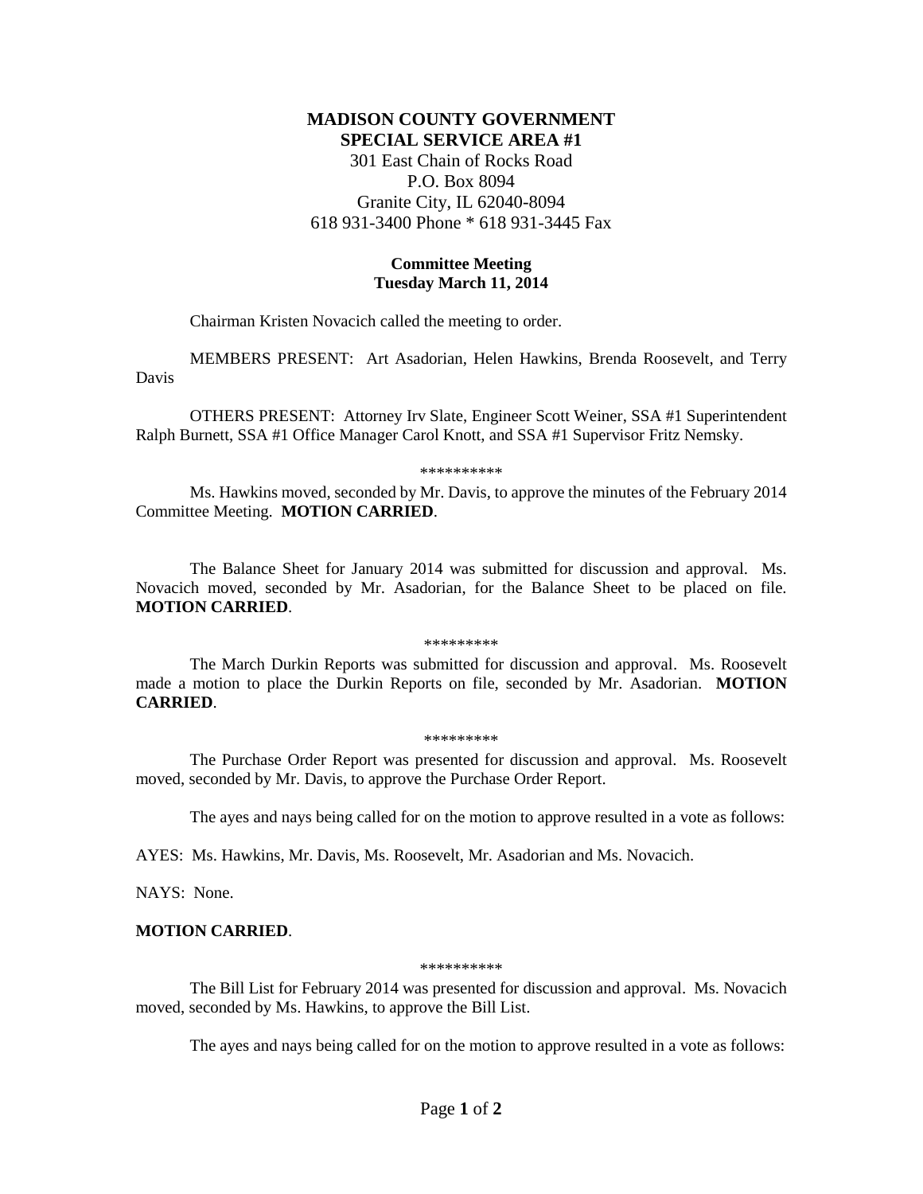**MADISON COUNTY GOVERNMENT**
**SPECIAL SERVICE AREA #1**
301 East Chain of Rocks Road
P.O. Box 8094
Granite City, IL 62040-8094
618 931-3400 Phone * 618 931-3445 Fax

**Committee Meeting**
**Tuesday March 11, 2014**

Chairman Kristen Novacich called the meeting to order.

MEMBERS PRESENT: Art Asadorian, Helen Hawkins, Brenda Roosevelt, and Terry Davis

OTHERS PRESENT: Attorney Irv Slate, Engineer Scott Weiner, SSA #1 Superintendent Ralph Burnett, SSA #1 Office Manager Carol Knott, and SSA #1 Supervisor Fritz Nemsky.

\*\*\*\*\*\*\*\*\*\*

Ms. Hawkins moved, seconded by Mr. Davis, to approve the minutes of the February 2014 Committee Meeting. **MOTION CARRIED**.

The Balance Sheet for January 2014 was submitted for discussion and approval. Ms. Novacich moved, seconded by Mr. Asadorian, for the Balance Sheet to be placed on file. **MOTION CARRIED**.

\*\*\*\*\*\*\*\*\*

The March Durkin Reports was submitted for discussion and approval. Ms. Roosevelt made a motion to place the Durkin Reports on file, seconded by Mr. Asadorian. **MOTION CARRIED**.

\*\*\*\*\*\*\*\*\*

The Purchase Order Report was presented for discussion and approval. Ms. Roosevelt moved, seconded by Mr. Davis, to approve the Purchase Order Report.

The ayes and nays being called for on the motion to approve resulted in a vote as follows:

AYES: Ms. Hawkins, Mr. Davis, Ms. Roosevelt, Mr. Asadorian and Ms. Novacich.

NAYS: None.

**MOTION CARRIED**.

\*\*\*\*\*\*\*\*\*\*

The Bill List for February 2014 was presented for discussion and approval. Ms. Novacich moved, seconded by Ms. Hawkins, to approve the Bill List.

The ayes and nays being called for on the motion to approve resulted in a vote as follows: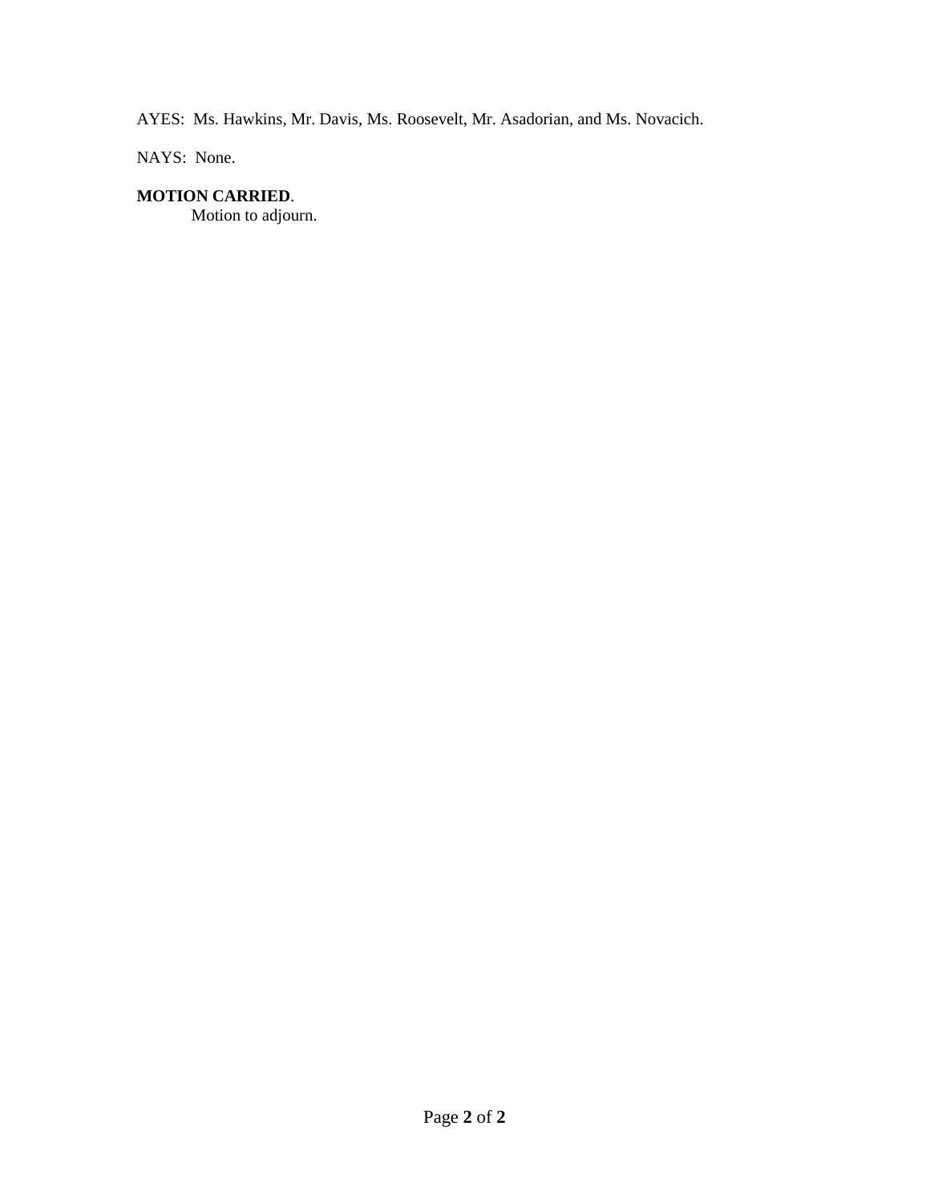AYES: Ms. Hawkins, Mr. Davis, Ms. Roosevelt, Mr. Asadorian, and Ms. Novacich.

NAYS: None.

**MOTION CARRIED**.

Motion to adjourn.